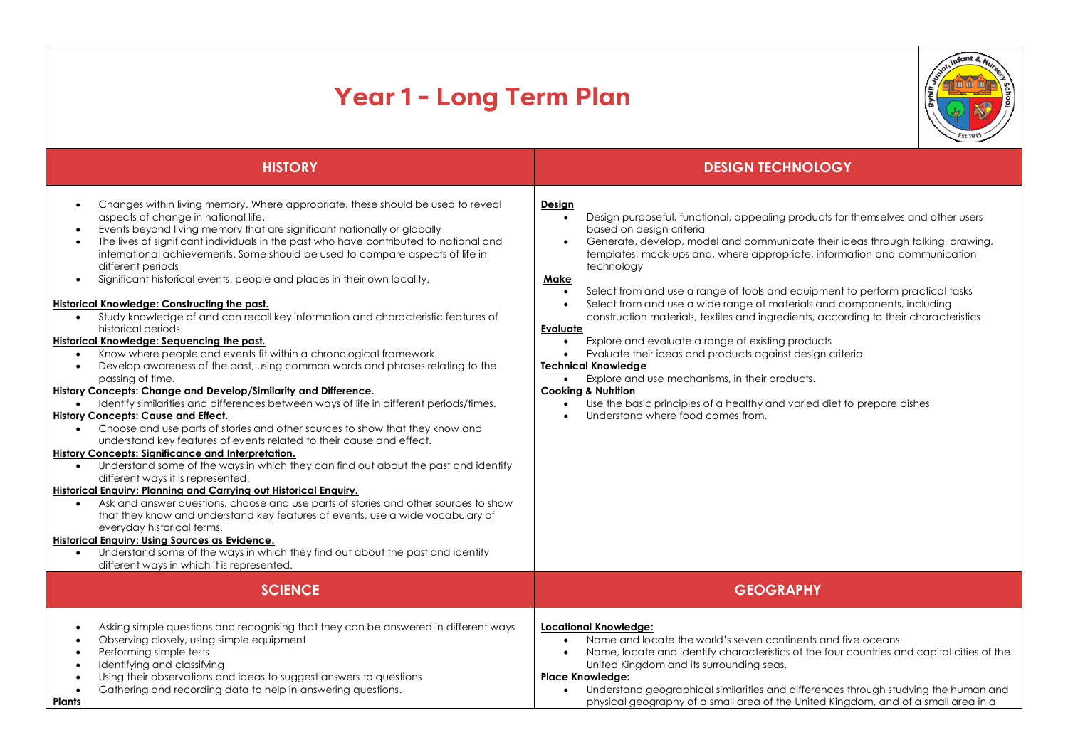# Year 1 - Long Term Plan

## HISTORY

- Changes within living memory. Where appropriate, these should be used to reveal aspects of change in national life.
- Events beyond living memory that are significant nationally or globally
- The lives of significant individuals in the past who have contributed to national and international achievements. Some should be used to compare aspects of life in different periods
- Significant historical events, people and places in their own locality.

**Historical Knowledge: Constructing the past.**

- Study knowledge of and can recall key information and characteristic features of historical periods.

**Historical Knowledge: Sequencing the past.**

- Know where people and events fit within a chronological framework.
- Develop awareness of the past, using common words and phrases relating to the passing of time.

**History Concepts: Change and Develop/Similarity and Difference.**

- Identify similarities and differences between ways of life in different periods/times.

**History Concepts: Cause and Effect.**

- Choose and use parts of stories and other sources to show that they know and understand key features of events related to their cause and effect.

**History Concepts: Significance and Interpretation.**

- Understand some of the ways in which they can find out about the past and identify different ways it is represented.

**Historical Enquiry: Planning and Carrying out Historical Enquiry.**

- Ask and answer questions, choose and use parts of stories and other sources to show that they know and understand key features of events, use a wide vocabulary of everyday historical terms.

**Historical Enquiry: Using Sources as Evidence.**

- Understand some of the ways in which they find out about the past and identify different ways in which it is represented.

## DESIGN TECHNOLOGY

**Design**

- Design purposeful, functional, appealing products for themselves and other users based on design criteria
- Generate, develop, model and communicate their ideas through talking, drawing, templates, mock-ups and, where appropriate, information and communication technology

**Make**

- Select from and use a range of tools and equipment to perform practical tasks
- Select from and use a wide range of materials and components, including construction materials, textiles and ingredients, according to their characteristics

**Evaluate**

- Explore and evaluate a range of existing products
- Evaluate their ideas and products against design criteria

**Technical Knowledge**

- Explore and use mechanisms, in their products.

**Cooking & Nutrition**

- Use the basic principles of a healthy and varied diet to prepare dishes
- Understand where food comes from.

## SCIENCE

- Asking simple questions and recognising that they can be answered in different ways
- Observing closely, using simple equipment
- Performing simple tests
- Identifying and classifying
- Using their observations and ideas to suggest answers to questions
- Gathering and recording data to help in answering questions.

**Plants**

## GEOGRAPHY

**Locational Knowledge:**

- Name and locate the world's seven continents and five oceans.
- Name, locate and identify characteristics of the four countries and capital cities of the United Kingdom and its surrounding seas.

**Place Knowledge:**

- Understand geographical similarities and differences through studying the human and physical geography of a small area of the United Kingdom, and of a small area in a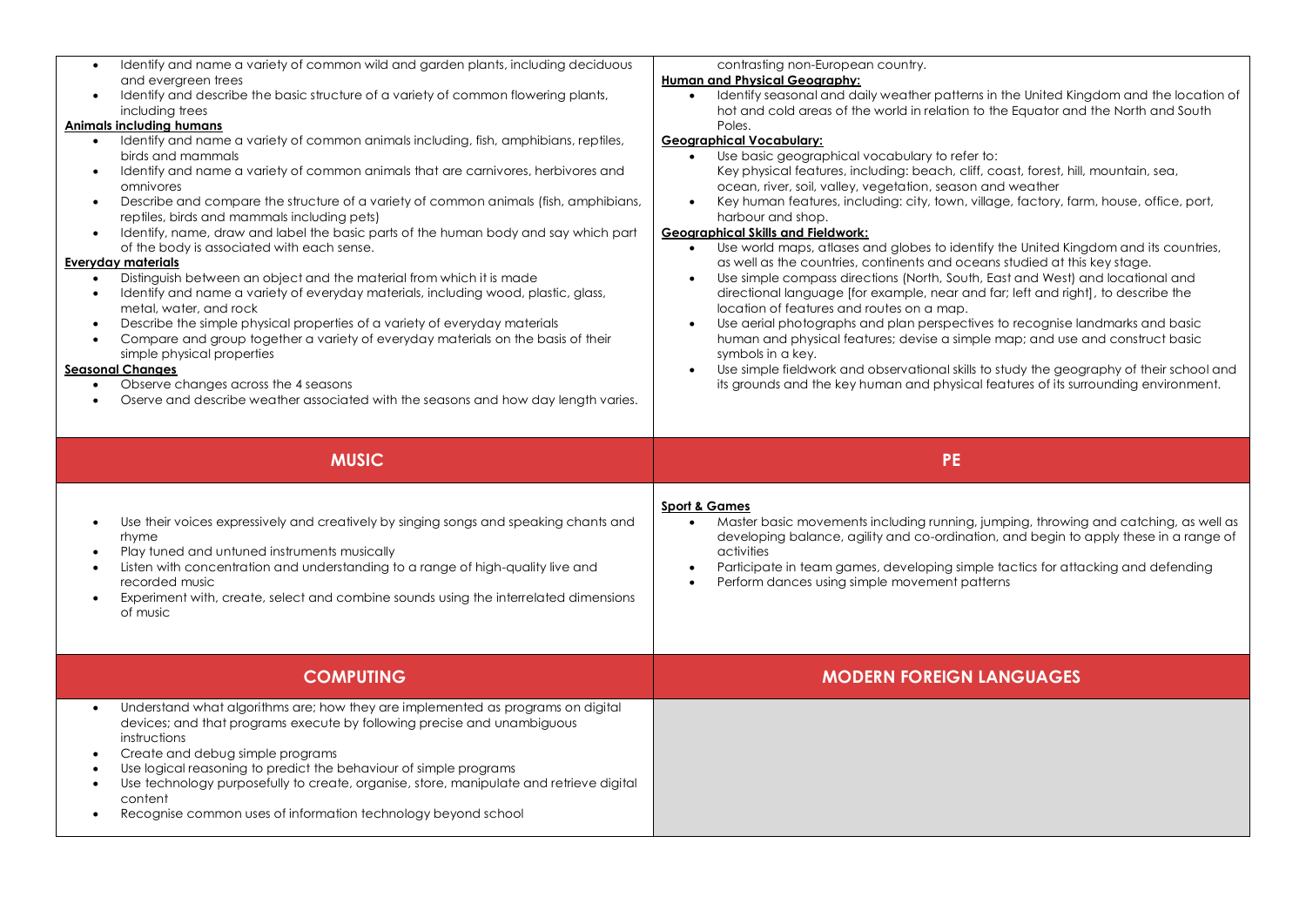- Identify and name a variety of common wild and garden plants, including deciduous and evergreen trees
- Identify and describe the basic structure of a variety of common flowering plants, including trees

**Animals including humans**

- Identify and name a variety of common animals including, fish, amphibians, reptiles, birds and mammals
- Identify and name a variety of common animals that are carnivores, herbivores and omnivores
- Describe and compare the structure of a variety of common animals (fish, amphibians, reptiles, birds and mammals including pets)
- Identify, name, draw and label the basic parts of the human body and say which part of the body is associated with each sense.

**Everyday materials**

- Distinguish between an object and the material from which it is made
- Identify and name a variety of everyday materials, including wood, plastic, glass, metal, water, and rock
- Describe the simple physical properties of a variety of everyday materials
- Compare and group together a variety of everyday materials on the basis of their simple physical properties

**Seasonal Changes**

- Observe changes across the 4 seasons
- Oserve and describe weather associated with the seasons and how day length varies.

contrasting non-European country.

**Human and Physical Geography:**

- Identify seasonal and daily weather patterns in the United Kingdom and the location of hot and cold areas of the world in relation to the Equator and the North and South Poles.

**Geographical Vocabulary:**

- Use basic geographical vocabulary to refer to:
  Key physical features, including: beach, cliff, coast, forest, hill, mountain, sea, ocean, river, soil, valley, vegetation, season and weather
- Key human features, including: city, town, village, factory, farm, house, office, port, harbour and shop.

**Geographical Skills and Fieldwork:**

- Use world maps, atlases and globes to identify the United Kingdom and its countries, as well as the countries, continents and oceans studied at this key stage.
- Use simple compass directions (North, South, East and West) and locational and directional language [for example, near and far; left and right], to describe the location of features and routes on a map.
- Use aerial photographs and plan perspectives to recognise landmarks and basic human and physical features; devise a simple map; and use and construct basic symbols in a key.
- Use simple fieldwork and observational skills to study the geography of their school and its grounds and the key human and physical features of its surrounding environment.

## MUSIC

- Use their voices expressively and creatively by singing songs and speaking chants and rhyme
- Play tuned and untuned instruments musically
- Listen with concentration and understanding to a range of high-quality live and recorded music
- Experiment with, create, select and combine sounds using the interrelated dimensions of music

## PE

**Sport & Games**

- Master basic movements including running, jumping, throwing and catching, as well as developing balance, agility and co-ordination, and begin to apply these in a range of activities
- Participate in team games, developing simple tactics for attacking and defending
- Perform dances using simple movement patterns

## COMPUTING

- Understand what algorithms are; how they are implemented as programs on digital devices; and that programs execute by following precise and unambiguous instructions
- Create and debug simple programs
- Use logical reasoning to predict the behaviour of simple programs
- Use technology purposefully to create, organise, store, manipulate and retrieve digital content
- Recognise common uses of information technology beyond school

## MODERN FOREIGN LANGUAGES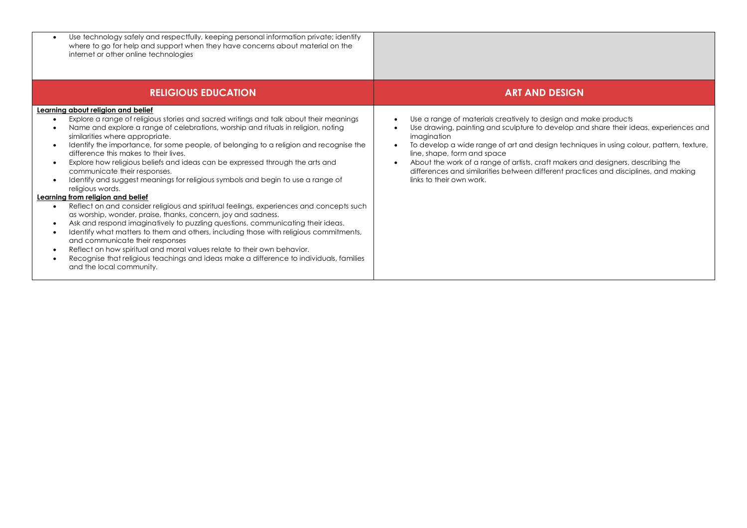- Use technology safely and respectfully, keeping personal information private; identify where to go for help and support when they have concerns about material on the internet or other online technologies

## RELIGIOUS EDUCATION

**Learning about religion and belief**

- Explore a range of religious stories and sacred writings and talk about their meanings
- Name and explore a range of celebrations, worship and rituals in religion, noting similarities where appropriate.
- Identify the importance, for some people, of belonging to a religion and recognise the difference this makes to their lives.
- Explore how religious beliefs and ideas can be expressed through the arts and communicate their responses.
- Identify and suggest meanings for religious symbols and begin to use a range of religious words.

**Learning from religion and belief**

- Reflect on and consider religious and spiritual feelings, experiences and concepts such as worship, wonder, praise, thanks, concern, joy and sadness.
- Ask and respond imaginatively to puzzling questions, communicating their ideas.
- Identify what matters to them and others, including those with religious commitments, and communicate their responses
- Reflect on how spiritual and moral values relate to their own behavior.
- Recognise that religious teachings and ideas make a difference to individuals, families and the local community.

## ART AND DESIGN

- Use a range of materials creatively to design and make products
- Use drawing, painting and sculpture to develop and share their ideas, experiences and imagination
- To develop a wide range of art and design techniques in using colour, pattern, texture, line, shape, form and space
- About the work of a range of artists, craft makers and designers, describing the differences and similarities between different practices and disciplines, and making links to their own work.